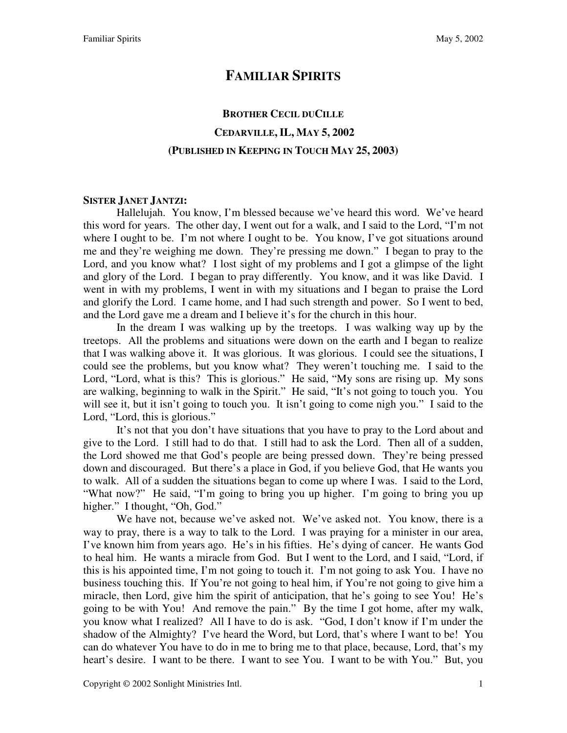# FAMILIAR SPIRITS

### BROTHER CECIL DUCILLE

### CEDARVILLE, IL, MAY 5, 2002

### (PUBLISHED IN KEEPING IN TOUCH MAY 25, 2003)

**SISTER JANET JANTZI:**

Hallelujah. You know, I'm blessed because we've heard this word. We've heard this word for years. The other day, I went out for a walk, and I said to the Lord, "I'm not where I ought to be. I'm not where I ought to be. You know, I've got situations around me and they're weighing me down. They're pressing me down." I began to pray to the Lord, and you know what? I lost sight of my problems and I got a glimpse of the light and glory of the Lord. I began to pray differently. You know, and it was like David. I went in with my problems, I went in with my situations and I began to praise the Lord and glorify the Lord. I came home, and I had such strength and power. So I went to bed, and the Lord gave me a dream and I believe it's for the church in this hour.

In the dream I was walking up by the treetops. I was walking way up by the treetops. All the problems and situations were down on the earth and I began to realize that I was walking above it. It was glorious. It was glorious. I could see the situations, I could see the problems, but you know what? They weren't touching me. I said to the Lord, "Lord, what is this? This is glorious." He said, "My sons are rising up. My sons are walking, beginning to walk in the Spirit." He said, "It's not going to touch you. You will see it, but it isn't going to touch you. It isn't going to come nigh you." I said to the Lord, "Lord, this is glorious."

It's not that you don't have situations that you have to pray to the Lord about and give to the Lord. I still had to do that. I still had to ask the Lord. Then all of a sudden, the Lord showed me that God's people are being pressed down. They're being pressed down and discouraged. But there's a place in God, if you believe God, that He wants you to walk. All of a sudden the situations began to come up where I was. I said to the Lord, "What now?" He said, "I'm going to bring you up higher. I'm going to bring you up higher." I thought, "Oh, God."

We have not, because we've asked not. We've asked not. You know, there is a way to pray, there is a way to talk to the Lord. I was praying for a minister in our area, I've known him from years ago. He's in his fifties. He's dying of cancer. He wants God to heal him. He wants a miracle from God. But I went to the Lord, and I said, "Lord, if this is his appointed time, I'm not going to touch it. I'm not going to ask You. I have no business touching this. If You're not going to heal him, if You're not going to give him a miracle, then Lord, give him the spirit of anticipation, that he's going to see You! He's going to be with You! And remove the pain." By the time I got home, after my walk, you know what I realized? All I have to do is ask. "God, I don't know if I'm under the shadow of the Almighty? I've heard the Word, but Lord, that's where I want to be! You can do whatever You have to do in me to bring me to that place, because, Lord, that's my heart's desire. I want to be there. I want to see You. I want to be with You." But, you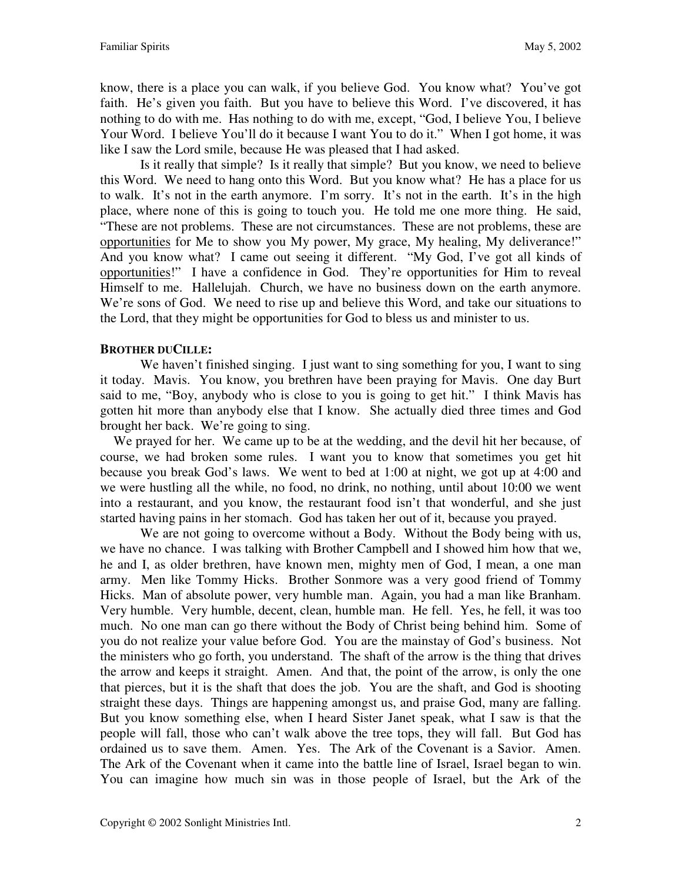know, there is a place you can walk, if you believe God. You know what? You've got faith. He's given you faith. But you have to believe this Word. I've discovered, it has nothing to do with me. Has nothing to do with me, except, "God, I believe You, I believe Your Word. I believe You'll do it because I want You to do it." When I got home, it was like I saw the Lord smile, because He was pleased that I had asked.

Is it really that simple? Is it really that simple? But you know, we need to believe this Word. We need to hang onto this Word. But you know what? He has a place for us to walk. It's not in the earth anymore. I'm sorry. It's not in the earth. It's in the high place, where none of this is going to touch you. He told me one more thing. He said, "These are not problems. These are not circumstances. These are not problems, these are opportunities for Me to show you My power, My grace, My healing, My deliverance!" And you know what? I came out seeing it different. "My God, I've got all kinds of opportunities!" I have a confidence in God. They're opportunities for Him to reveal Himself to me. Hallelujah. Church, we have no business down on the earth anymore. We're sons of God. We need to rise up and believe this Word, and take our situations to the Lord, that they might be opportunities for God to bless us and minister to us.

**BROTHER DUCILLE:**

We haven't finished singing. I just want to sing something for you, I want to sing it today. Mavis. You know, you brethren have been praying for Mavis. One day Burt said to me, "Boy, anybody who is close to you is going to get hit." I think Mavis has gotten hit more than anybody else that I know. She actually died three times and God brought her back. We're going to sing.

We prayed for her. We came up to be at the wedding, and the devil hit her because, of course, we had broken some rules. I want you to know that sometimes you get hit because you break God's laws. We went to bed at 1:00 at night, we got up at 4:00 and we were hustling all the while, no food, no drink, no nothing, until about 10:00 we went into a restaurant, and you know, the restaurant food isn't that wonderful, and she just started having pains in her stomach. God has taken her out of it, because you prayed.

We are not going to overcome without a Body. Without the Body being with us, we have no chance. I was talking with Brother Campbell and I showed him how that we, he and I, as older brethren, have known men, mighty men of God, I mean, a one man army. Men like Tommy Hicks. Brother Sonmore was a very good friend of Tommy Hicks. Man of absolute power, very humble man. Again, you had a man like Branham. Very humble. Very humble, decent, clean, humble man. He fell. Yes, he fell, it was too much. No one man can go there without the Body of Christ being behind him. Some of you do not realize your value before God. You are the mainstay of God's business. Not the ministers who go forth, you understand. The shaft of the arrow is the thing that drives the arrow and keeps it straight. Amen. And that, the point of the arrow, is only the one that pierces, but it is the shaft that does the job. You are the shaft, and God is shooting straight these days. Things are happening amongst us, and praise God, many are falling. But you know something else, when I heard Sister Janet speak, what I saw is that the people will fall, those who can't walk above the tree tops, they will fall. But God has ordained us to save them. Amen. Yes. The Ark of the Covenant is a Savior. Amen. The Ark of the Covenant when it came into the battle line of Israel, Israel began to win. You can imagine how much sin was in those people of Israel, but the Ark of the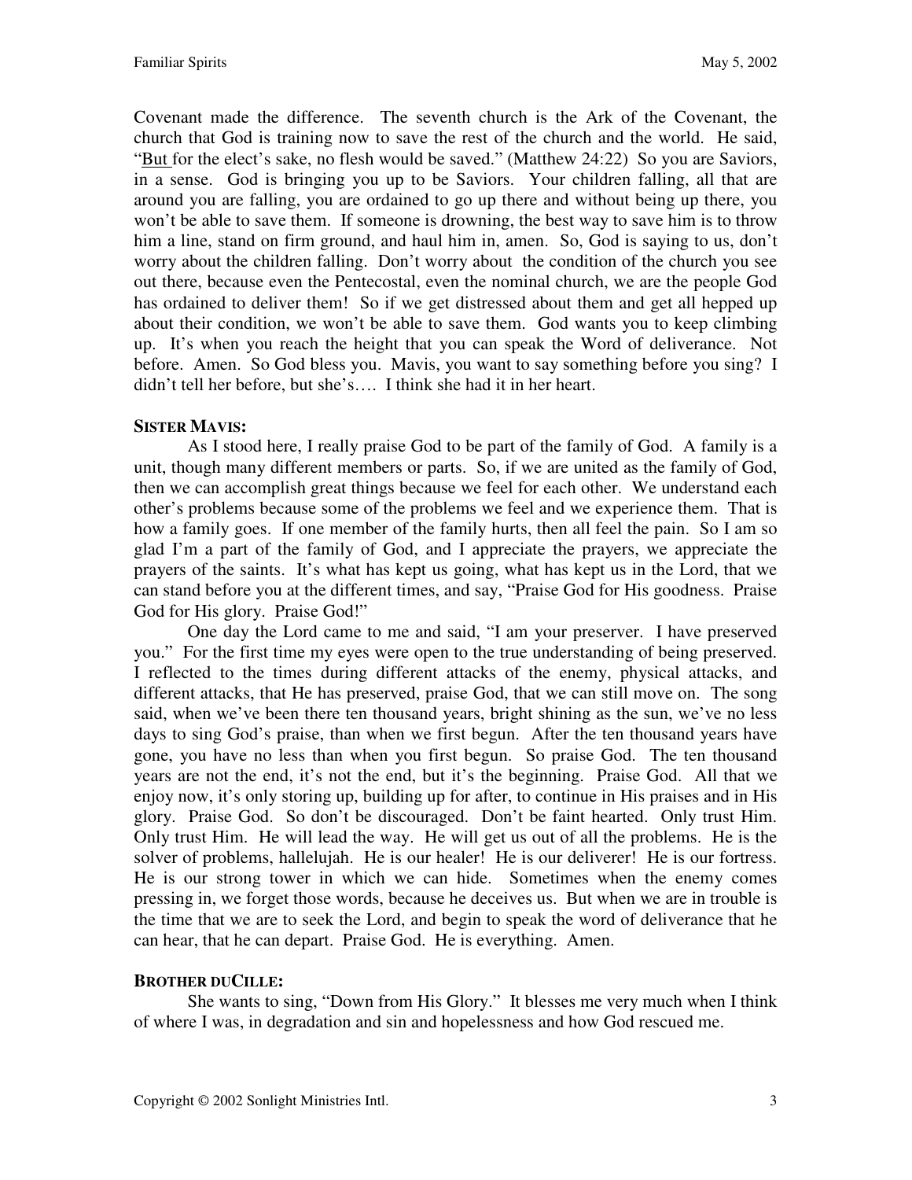Covenant made the difference. The seventh church is the Ark of the Covenant, the church that God is training now to save the rest of the church and the world. He said, "But for the elect's sake, no flesh would be saved." (Matthew 24:22) So you are Saviors, in a sense. God is bringing you up to be Saviors. Your children falling, all that are around you are falling, you are ordained to go up there and without being up there, you won't be able to save them. If someone is drowning, the best way to save him is to throw him a line, stand on firm ground, and haul him in, amen. So, God is saying to us, don't worry about the children falling. Don't worry about the condition of the church you see out there, because even the Pentecostal, even the nominal church, we are the people God has ordained to deliver them! So if we get distressed about them and get all hepped up about their condition, we won't be able to save them. God wants you to keep climbing up. It's when you reach the height that you can speak the Word of deliverance. Not before. Amen. So God bless you. Mavis, you want to say something before you sing? I didn't tell her before, but she's…. I think she had it in her heart.

**SISTER MAVIS:**

As I stood here, I really praise God to be part of the family of God. A family is a unit, though many different members or parts. So, if we are united as the family of God, then we can accomplish great things because we feel for each other. We understand each other's problems because some of the problems we feel and we experience them. That is how a family goes. If one member of the family hurts, then all feel the pain. So I am so glad I'm a part of the family of God, and I appreciate the prayers, we appreciate the prayers of the saints. It's what has kept us going, what has kept us in the Lord, that we can stand before you at the different times, and say, "Praise God for His goodness. Praise God for His glory. Praise God!"

One day the Lord came to me and said, "I am your preserver. I have preserved you." For the first time my eyes were open to the true understanding of being preserved. I reflected to the times during different attacks of the enemy, physical attacks, and different attacks, that He has preserved, praise God, that we can still move on. The song said, when we've been there ten thousand years, bright shining as the sun, we've no less days to sing God's praise, than when we first begun. After the ten thousand years have gone, you have no less than when you first begun. So praise God. The ten thousand years are not the end, it's not the end, but it's the beginning. Praise God. All that we enjoy now, it's only storing up, building up for after, to continue in His praises and in His glory. Praise God. So don't be discouraged. Don't be faint hearted. Only trust Him. Only trust Him. He will lead the way. He will get us out of all the problems. He is the solver of problems, hallelujah. He is our healer! He is our deliverer! He is our fortress. He is our strong tower in which we can hide. Sometimes when the enemy comes pressing in, we forget those words, because he deceives us. But when we are in trouble is the time that we are to seek the Lord, and begin to speak the word of deliverance that he can hear, that he can depart. Praise God. He is everything. Amen.

**BROTHER DUCILLE:**

She wants to sing, "Down from His Glory." It blesses me very much when I think of where I was, in degradation and sin and hopelessness and how God rescued me.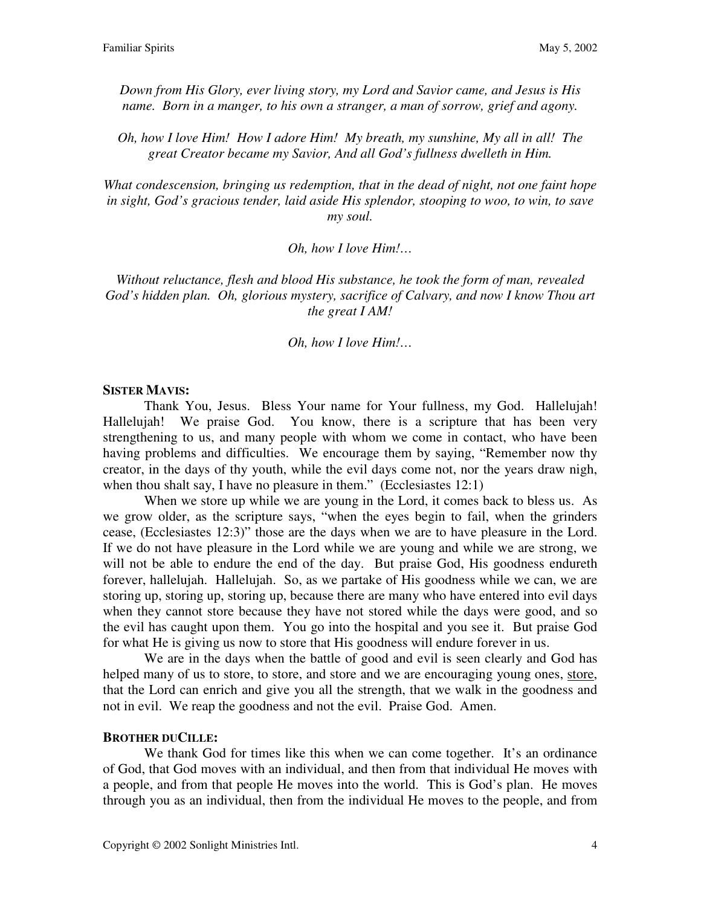*Down from His Glory, ever living story, my Lord and Savior came, and Jesus is His name. Born in a manger, to his own a stranger, a man of sorrow, grief and agony.*

*Oh, how I love Him! How I adore Him! My breath, my sunshine, My all in all! The great Creator became my Savior, And all God's fullness dwelleth in Him.*

*What condescension, bringing us redemption, that in the dead of night, not one faint hope in sight, God's gracious tender, laid aside His splendor, stooping to woo, to win, to save my soul.*

*Oh, how I love Him!…*

*Without reluctance, flesh and blood His substance, he took the form of man, revealed God's hidden plan. Oh, glorious mystery, sacrifice of Calvary, and now I know Thou art the great I AM!*

*Oh, how I love Him!…*

**SISTER MAVIS:**

Thank You, Jesus. Bless Your name for Your fullness, my God. Hallelujah! Hallelujah! We praise God. You know, there is a scripture that has been very strengthening to us, and many people with whom we come in contact, who have been having problems and difficulties. We encourage them by saying, "Remember now thy creator, in the days of thy youth, while the evil days come not, nor the years draw nigh, when thou shalt say, I have no pleasure in them." (Ecclesiastes 12:1)

When we store up while we are young in the Lord, it comes back to bless us. As we grow older, as the scripture says, "when the eyes begin to fail, when the grinders cease, (Ecclesiastes 12:3)" those are the days when we are to have pleasure in the Lord. If we do not have pleasure in the Lord while we are young and while we are strong, we will not be able to endure the end of the day. But praise God, His goodness endureth forever, hallelujah. Hallelujah. So, as we partake of His goodness while we can, we are storing up, storing up, storing up, because there are many who have entered into evil days when they cannot store because they have not stored while the days were good, and so the evil has caught upon them. You go into the hospital and you see it. But praise God for what He is giving us now to store that His goodness will endure forever in us.

We are in the days when the battle of good and evil is seen clearly and God has helped many of us to store, to store, and store and we are encouraging young ones, <u>store</u>, that the Lord can enrich and give you all the strength, that we walk in the goodness and not in evil. We reap the goodness and not the evil. Praise God. Amen.

**BROTHER DUCILLE:**

We thank God for times like this when we can come together. It's an ordinance of God, that God moves with an individual, and then from that individual He moves with a people, and from that people He moves into the world. This is God's plan. He moves through you as an individual, then from the individual He moves to the people, and from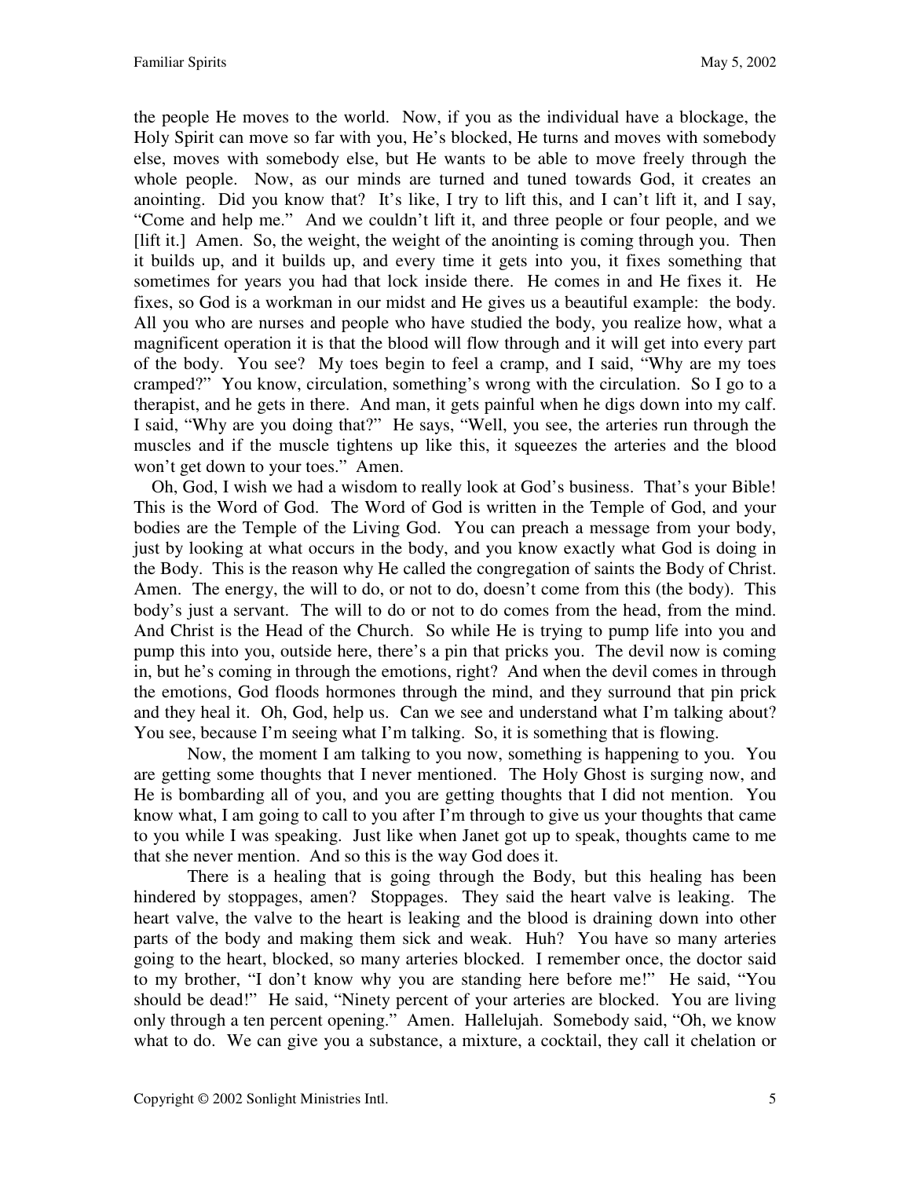the people He moves to the world. Now, if you as the individual have a blockage, the Holy Spirit can move so far with you, He's blocked, He turns and moves with somebody else, moves with somebody else, but He wants to be able to move freely through the whole people. Now, as our minds are turned and tuned towards God, it creates an anointing. Did you know that? It's like, I try to lift this, and I can't lift it, and I say, "Come and help me." And we couldn't lift it, and three people or four people, and we [lift it.] Amen. So, the weight, the weight of the anointing is coming through you. Then it builds up, and it builds up, and every time it gets into you, it fixes something that sometimes for years you had that lock inside there. He comes in and He fixes it. He fixes, so God is a workman in our midst and He gives us a beautiful example: the body. All you who are nurses and people who have studied the body, you realize how, what a magnificent operation it is that the blood will flow through and it will get into every part of the body. You see? My toes begin to feel a cramp, and I said, "Why are my toes cramped?" You know, circulation, something's wrong with the circulation. So I go to a therapist, and he gets in there. And man, it gets painful when he digs down into my calf. I said, "Why are you doing that?" He says, "Well, you see, the arteries run through the muscles and if the muscle tightens up like this, it squeezes the arteries and the blood won't get down to your toes." Amen.

Oh, God, I wish we had a wisdom to really look at God's business. That's your Bible! This is the Word of God. The Word of God is written in the Temple of God, and your bodies are the Temple of the Living God. You can preach a message from your body, just by looking at what occurs in the body, and you know exactly what God is doing in the Body. This is the reason why He called the congregation of saints the Body of Christ. Amen. The energy, the will to do, or not to do, doesn't come from this (the body). This body's just a servant. The will to do or not to do comes from the head, from the mind. And Christ is the Head of the Church. So while He is trying to pump life into you and pump this into you, outside here, there's a pin that pricks you. The devil now is coming in, but he's coming in through the emotions, right? And when the devil comes in through the emotions, God floods hormones through the mind, and they surround that pin prick and they heal it. Oh, God, help us. Can we see and understand what I'm talking about? You see, because I'm seeing what I'm talking. So, it is something that is flowing.

Now, the moment I am talking to you now, something is happening to you. You are getting some thoughts that I never mentioned. The Holy Ghost is surging now, and He is bombarding all of you, and you are getting thoughts that I did not mention. You know what, I am going to call to you after I'm through to give us your thoughts that came to you while I was speaking. Just like when Janet got up to speak, thoughts came to me that she never mention. And so this is the way God does it.

There is a healing that is going through the Body, but this healing has been hindered by stoppages, amen? Stoppages. They said the heart valve is leaking. The heart valve, the valve to the heart is leaking and the blood is draining down into other parts of the body and making them sick and weak. Huh? You have so many arteries going to the heart, blocked, so many arteries blocked. I remember once, the doctor said to my brother, "I don't know why you are standing here before me!" He said, "You should be dead!" He said, "Ninety percent of your arteries are blocked. You are living only through a ten percent opening." Amen. Hallelujah. Somebody said, "Oh, we know what to do. We can give you a substance, a mixture, a cocktail, they call it chelation or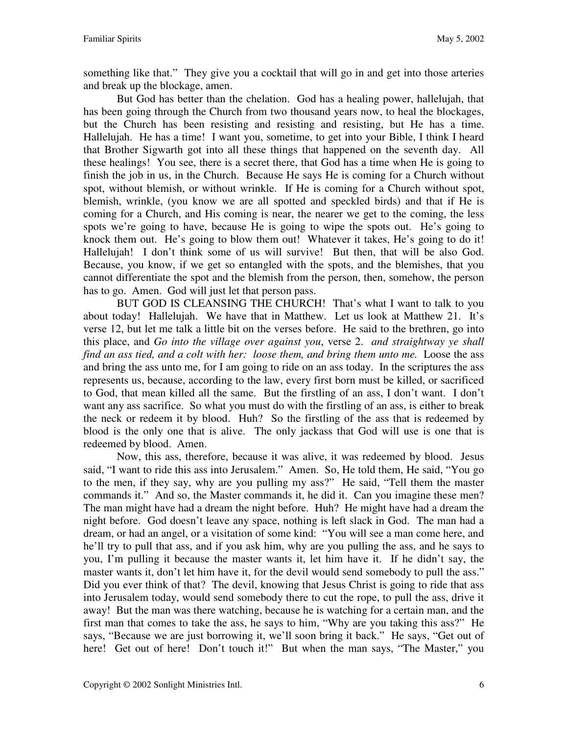something like that." They give you a cocktail that will go in and get into those arteries and break up the blockage, amen.

But God has better than the chelation. God has a healing power, hallelujah, that has been going through the Church from two thousand years now, to heal the blockages, but the Church has been resisting and resisting and resisting, but He has a time. Hallelujah. He has a time! I want you, sometime, to get into your Bible, I think I heard that Brother Sigwarth got into all these things that happened on the seventh day. All these healings! You see, there is a secret there, that God has a time when He is going to finish the job in us, in the Church. Because He says He is coming for a Church without spot, without blemish, or without wrinkle. If He is coming for a Church without spot, blemish, wrinkle, (you know we are all spotted and speckled birds) and that if He is coming for a Church, and His coming is near, the nearer we get to the coming, the less spots we're going to have, because He is going to wipe the spots out. He's going to knock them out. He's going to blow them out! Whatever it takes, He's going to do it! Hallelujah! I don't think some of us will survive! But then, that will be also God. Because, you know, if we get so entangled with the spots, and the blemishes, that you cannot differentiate the spot and the blemish from the person, then, somehow, the person has to go. Amen. God will just let that person pass.

BUT GOD IS CLEANSING THE CHURCH! That's what I want to talk to you about today! Hallelujah. We have that in Matthew. Let us look at Matthew 21. It's verse 12, but let me talk a little bit on the verses before. He said to the brethren, go into this place, and *Go into the village over against you*, verse 2. *and straightway ye shall find an ass tied, and a colt with her: loose them, and bring them unto me.* Loose the ass and bring the ass unto me, for I am going to ride on an ass today. In the scriptures the ass represents us, because, according to the law, every first born must be killed, or sacrificed to God, that mean killed all the same. But the firstling of an ass, I don't want. I don't want any ass sacrifice. So what you must do with the firstling of an ass, is either to break the neck or redeem it by blood. Huh? So the firstling of the ass that is redeemed by blood is the only one that is alive. The only jackass that God will use is one that is redeemed by blood. Amen.

Now, this ass, therefore, because it was alive, it was redeemed by blood. Jesus said, "I want to ride this ass into Jerusalem." Amen. So, He told them, He said, "You go to the men, if they say, why are you pulling my ass?" He said, "Tell them the master commands it." And so, the Master commands it, he did it. Can you imagine these men? The man might have had a dream the night before. Huh? He might have had a dream the night before. God doesn't leave any space, nothing is left slack in God. The man had a dream, or had an angel, or a visitation of some kind: "You will see a man come here, and he'll try to pull that ass, and if you ask him, why are you pulling the ass, and he says to you, I'm pulling it because the master wants it, let him have it. If he didn't say, the master wants it, don't let him have it, for the devil would send somebody to pull the ass." Did you ever think of that? The devil, knowing that Jesus Christ is going to ride that ass into Jerusalem today, would send somebody there to cut the rope, to pull the ass, drive it away! But the man was there watching, because he is watching for a certain man, and the first man that comes to take the ass, he says to him, "Why are you taking this ass?" He says, "Because we are just borrowing it, we'll soon bring it back." He says, "Get out of here! Get out of here! Don't touch it!" But when the man says, "The Master," you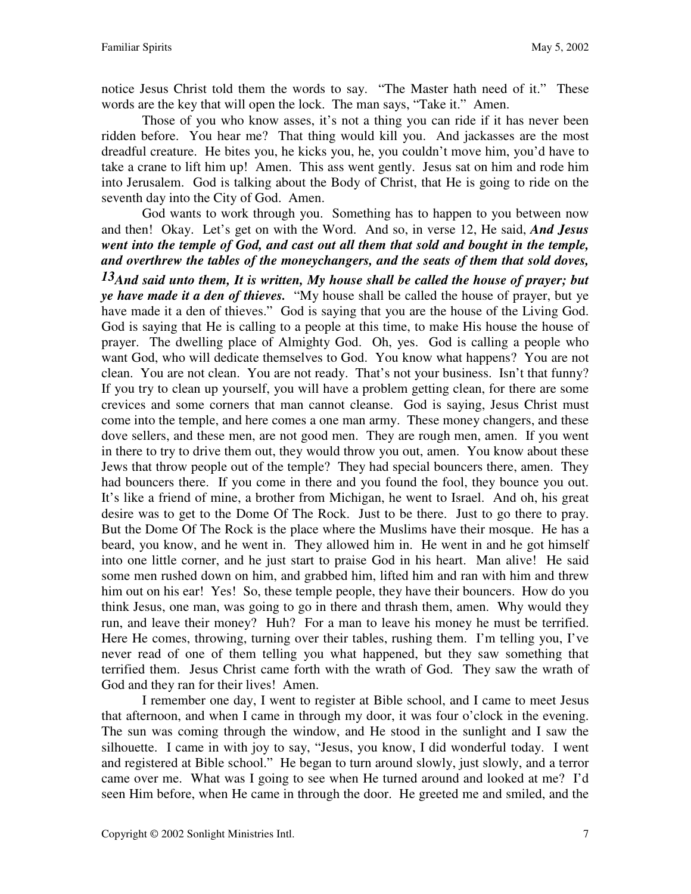notice Jesus Christ told them the words to say. "The Master hath need of it." These words are the key that will open the lock. The man says, "Take it." Amen.

Those of you who know asses, it's not a thing you can ride if it has never been ridden before. You hear me? That thing would kill you. And jackasses are the most dreadful creature. He bites you, he kicks you, he, you couldn't move him, you'd have to take a crane to lift him up! Amen. This ass went gently. Jesus sat on him and rode him into Jerusalem. God is talking about the Body of Christ, that He is going to ride on the seventh day into the City of God. Amen.

God wants to work through you. Something has to happen to you between now and then! Okay. Let's get on with the Word. And so, in verse 12, He said, ***And Jesus went into the temple of God, and cast out all them that sold and bought in the temple, and overthrew the tables of the moneychangers, and the seats of them that sold doves, 13And said unto them, It is written, My house shall be called the house of prayer; but ye have made it a den of thieves.*** "My house shall be called the house of prayer, but ye have made it a den of thieves." God is saying that you are the house of the Living God. God is saying that He is calling to a people at this time, to make His house the house of prayer. The dwelling place of Almighty God. Oh, yes. God is calling a people who want God, who will dedicate themselves to God. You know what happens? You are not clean. You are not clean. You are not ready. That's not your business. Isn't that funny? If you try to clean up yourself, you will have a problem getting clean, for there are some crevices and some corners that man cannot cleanse. God is saying, Jesus Christ must come into the temple, and here comes a one man army. These money changers, and these dove sellers, and these men, are not good men. They are rough men, amen. If you went in there to try to drive them out, they would throw you out, amen. You know about these Jews that throw people out of the temple? They had special bouncers there, amen. They had bouncers there. If you come in there and you found the fool, they bounce you out. It's like a friend of mine, a brother from Michigan, he went to Israel. And oh, his great desire was to get to the Dome Of The Rock. Just to be there. Just to go there to pray. But the Dome Of The Rock is the place where the Muslims have their mosque. He has a beard, you know, and he went in. They allowed him in. He went in and he got himself into one little corner, and he just start to praise God in his heart. Man alive! He said some men rushed down on him, and grabbed him, lifted him and ran with him and threw him out on his ear! Yes! So, these temple people, they have their bouncers. How do you think Jesus, one man, was going to go in there and thrash them, amen. Why would they run, and leave their money? Huh? For a man to leave his money he must be terrified. Here He comes, throwing, turning over their tables, rushing them. I'm telling you, I've never read of one of them telling you what happened, but they saw something that terrified them. Jesus Christ came forth with the wrath of God. They saw the wrath of God and they ran for their lives! Amen.

I remember one day, I went to register at Bible school, and I came to meet Jesus that afternoon, and when I came in through my door, it was four o'clock in the evening. The sun was coming through the window, and He stood in the sunlight and I saw the silhouette. I came in with joy to say, "Jesus, you know, I did wonderful today. I went and registered at Bible school." He began to turn around slowly, just slowly, and a terror came over me. What was I going to see when He turned around and looked at me? I'd seen Him before, when He came in through the door. He greeted me and smiled, and the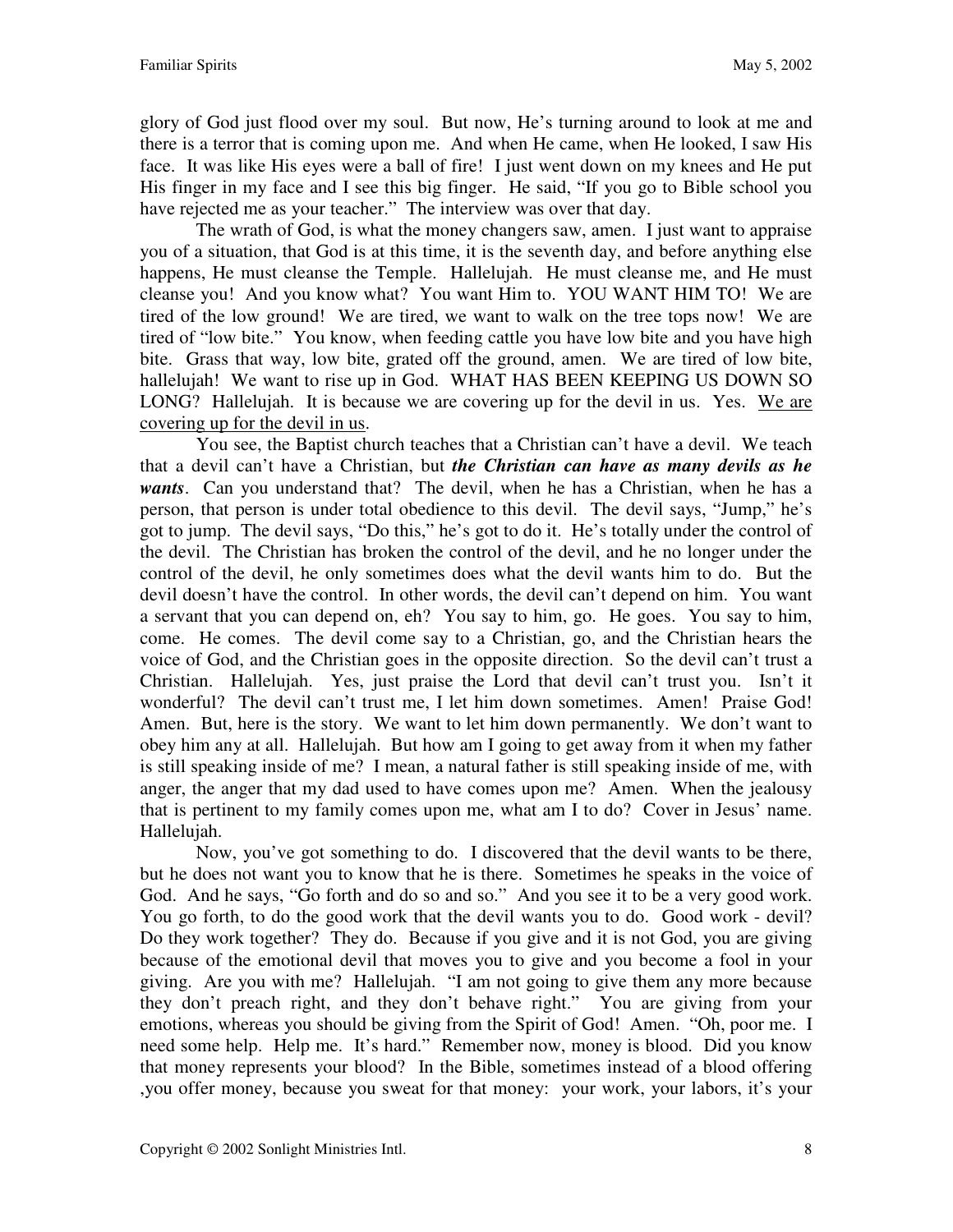glory of God just flood over my soul. But now, He's turning around to look at me and there is a terror that is coming upon me. And when He came, when He looked, I saw His face. It was like His eyes were a ball of fire! I just went down on my knees and He put His finger in my face and I see this big finger. He said, "If you go to Bible school you have rejected me as your teacher." The interview was over that day.

The wrath of God, is what the money changers saw, amen. I just want to appraise you of a situation, that God is at this time, it is the seventh day, and before anything else happens, He must cleanse the Temple. Hallelujah. He must cleanse me, and He must cleanse you! And you know what? You want Him to. YOU WANT HIM TO! We are tired of the low ground! We are tired, we want to walk on the tree tops now! We are tired of "low bite." You know, when feeding cattle you have low bite and you have high bite. Grass that way, low bite, grated off the ground, amen. We are tired of low bite, hallelujah! We want to rise up in God. WHAT HAS BEEN KEEPING US DOWN SO LONG? Hallelujah. It is because we are covering up for the devil in us. Yes. <u>We are covering up for the devil in us</u>.

You see, the Baptist church teaches that a Christian can't have a devil. We teach that a devil can't have a Christian, but ***the Christian can have as many devils as he wants***. Can you understand that? The devil, when he has a Christian, when he has a person, that person is under total obedience to this devil. The devil says, "Jump," he's got to jump. The devil says, "Do this," he's got to do it. He's totally under the control of the devil. The Christian has broken the control of the devil, and he no longer under the control of the devil, he only sometimes does what the devil wants him to do. But the devil doesn't have the control. In other words, the devil can't depend on him. You want a servant that you can depend on, eh? You say to him, go. He goes. You say to him, come. He comes. The devil come say to a Christian, go, and the Christian hears the voice of God, and the Christian goes in the opposite direction. So the devil can't trust a Christian. Hallelujah. Yes, just praise the Lord that devil can't trust you. Isn't it wonderful? The devil can't trust me, I let him down sometimes. Amen! Praise God! Amen. But, here is the story. We want to let him down permanently. We don't want to obey him any at all. Hallelujah. But how am I going to get away from it when my father is still speaking inside of me? I mean, a natural father is still speaking inside of me, with anger, the anger that my dad used to have comes upon me? Amen. When the jealousy that is pertinent to my family comes upon me, what am I to do? Cover in Jesus' name. Hallelujah.

Now, you've got something to do. I discovered that the devil wants to be there, but he does not want you to know that he is there. Sometimes he speaks in the voice of God. And he says, "Go forth and do so and so." And you see it to be a very good work. You go forth, to do the good work that the devil wants you to do. Good work - devil? Do they work together? They do. Because if you give and it is not God, you are giving because of the emotional devil that moves you to give and you become a fool in your giving. Are you with me? Hallelujah. "I am not going to give them any more because they don't preach right, and they don't behave right." You are giving from your emotions, whereas you should be giving from the Spirit of God! Amen. "Oh, poor me. I need some help. Help me. It's hard." Remember now, money is blood. Did you know that money represents your blood? In the Bible, sometimes instead of a blood offering ,you offer money, because you sweat for that money: your work, your labors, it's your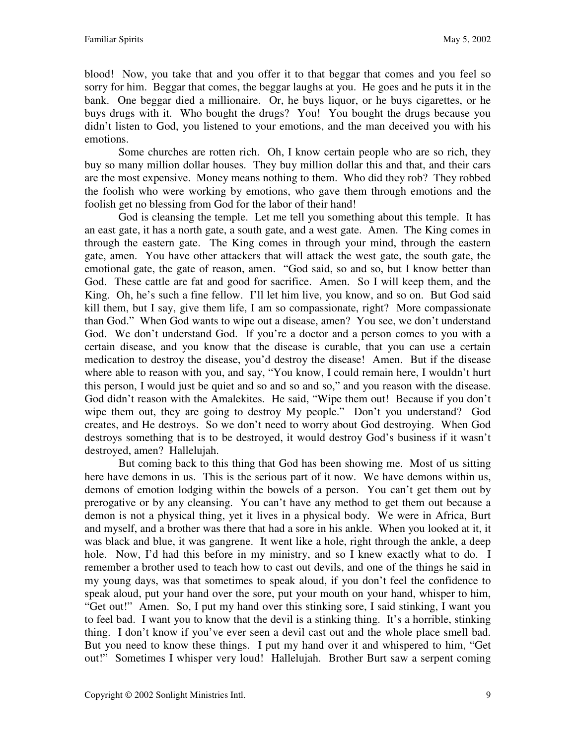blood! Now, you take that and you offer it to that beggar that comes and you feel so sorry for him. Beggar that comes, the beggar laughs at you. He goes and he puts it in the bank. One beggar died a millionaire. Or, he buys liquor, or he buys cigarettes, or he buys drugs with it. Who bought the drugs? You! You bought the drugs because you didn't listen to God, you listened to your emotions, and the man deceived you with his emotions.

Some churches are rotten rich. Oh, I know certain people who are so rich, they buy so many million dollar houses. They buy million dollar this and that, and their cars are the most expensive. Money means nothing to them. Who did they rob? They robbed the foolish who were working by emotions, who gave them through emotions and the foolish get no blessing from God for the labor of their hand!

God is cleansing the temple. Let me tell you something about this temple. It has an east gate, it has a north gate, a south gate, and a west gate. Amen. The King comes in through the eastern gate. The King comes in through your mind, through the eastern gate, amen. You have other attackers that will attack the west gate, the south gate, the emotional gate, the gate of reason, amen. "God said, so and so, but I know better than God. These cattle are fat and good for sacrifice. Amen. So I will keep them, and the King. Oh, he's such a fine fellow. I'll let him live, you know, and so on. But God said kill them, but I say, give them life, I am so compassionate, right? More compassionate than God." When God wants to wipe out a disease, amen? You see, we don't understand God. We don't understand God. If you're a doctor and a person comes to you with a certain disease, and you know that the disease is curable, that you can use a certain medication to destroy the disease, you'd destroy the disease! Amen. But if the disease where able to reason with you, and say, "You know, I could remain here, I wouldn't hurt this person, I would just be quiet and so and so and so," and you reason with the disease. God didn't reason with the Amalekites. He said, "Wipe them out! Because if you don't wipe them out, they are going to destroy My people." Don't you understand? God creates, and He destroys. So we don't need to worry about God destroying. When God destroys something that is to be destroyed, it would destroy God's business if it wasn't destroyed, amen? Hallelujah.

But coming back to this thing that God has been showing me. Most of us sitting here have demons in us. This is the serious part of it now. We have demons within us, demons of emotion lodging within the bowels of a person. You can't get them out by prerogative or by any cleansing. You can't have any method to get them out because a demon is not a physical thing, yet it lives in a physical body. We were in Africa, Burt and myself, and a brother was there that had a sore in his ankle. When you looked at it, it was black and blue, it was gangrene. It went like a hole, right through the ankle, a deep hole. Now, I'd had this before in my ministry, and so I knew exactly what to do. I remember a brother used to teach how to cast out devils, and one of the things he said in my young days, was that sometimes to speak aloud, if you don't feel the confidence to speak aloud, put your hand over the sore, put your mouth on your hand, whisper to him, "Get out!" Amen. So, I put my hand over this stinking sore, I said stinking, I want you to feel bad. I want you to know that the devil is a stinking thing. It's a horrible, stinking thing. I don't know if you've ever seen a devil cast out and the whole place smell bad. But you need to know these things. I put my hand over it and whispered to him, "Get out!" Sometimes I whisper very loud! Hallelujah. Brother Burt saw a serpent coming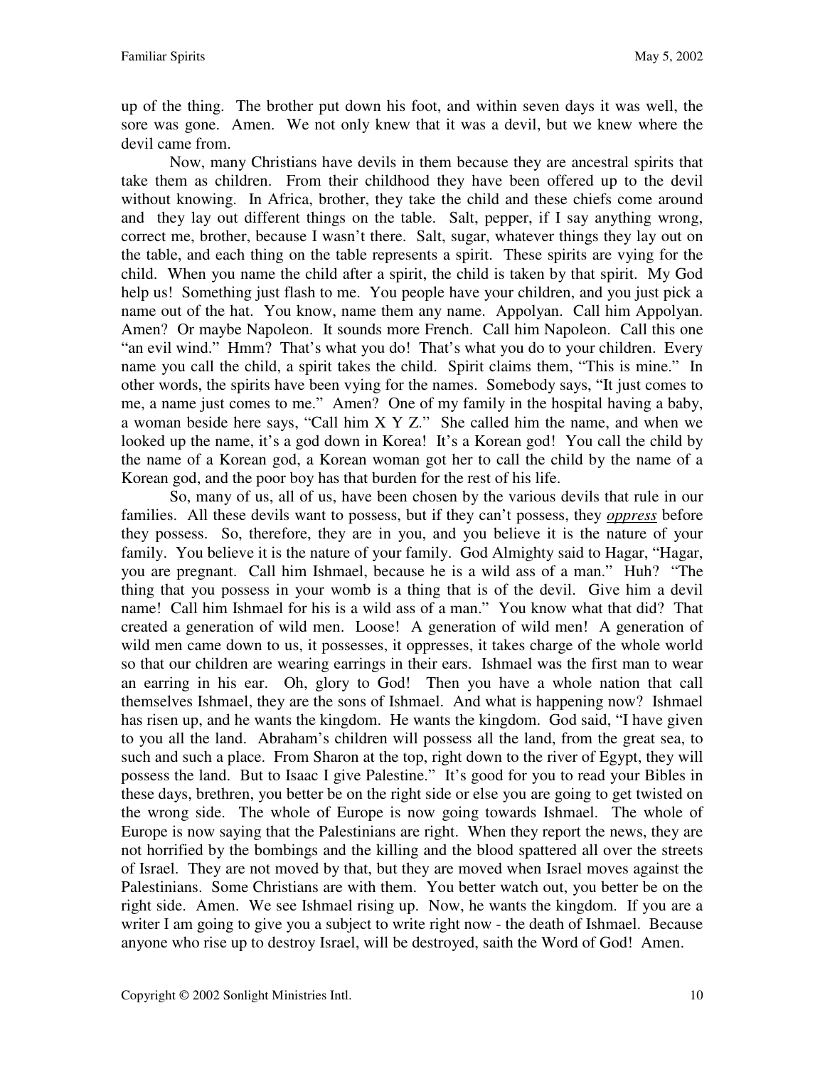up of the thing. The brother put down his foot, and within seven days it was well, the sore was gone. Amen. We not only knew that it was a devil, but we knew where the devil came from.

Now, many Christians have devils in them because they are ancestral spirits that take them as children. From their childhood they have been offered up to the devil without knowing. In Africa, brother, they take the child and these chiefs come around and they lay out different things on the table. Salt, pepper, if I say anything wrong, correct me, brother, because I wasn't there. Salt, sugar, whatever things they lay out on the table, and each thing on the table represents a spirit. These spirits are vying for the child. When you name the child after a spirit, the child is taken by that spirit. My God help us! Something just flash to me. You people have your children, and you just pick a name out of the hat. You know, name them any name. Appolyan. Call him Appolyan. Amen? Or maybe Napoleon. It sounds more French. Call him Napoleon. Call this one "an evil wind." Hmm? That's what you do! That's what you do to your children. Every name you call the child, a spirit takes the child. Spirit claims them, "This is mine." In other words, the spirits have been vying for the names. Somebody says, "It just comes to me, a name just comes to me." Amen? One of my family in the hospital having a baby, a woman beside here says, "Call him X Y Z." She called him the name, and when we looked up the name, it's a god down in Korea! It's a Korean god! You call the child by the name of a Korean god, a Korean woman got her to call the child by the name of a Korean god, and the poor boy has that burden for the rest of his life.

So, many of us, all of us, have been chosen by the various devils that rule in our families. All these devils want to possess, but if they can't possess, they ***oppress*** before they possess. So, therefore, they are in you, and you believe it is the nature of your family. You believe it is the nature of your family. God Almighty said to Hagar, "Hagar, you are pregnant. Call him Ishmael, because he is a wild ass of a man." Huh? "The thing that you possess in your womb is a thing that is of the devil. Give him a devil name! Call him Ishmael for his is a wild ass of a man." You know what that did? That created a generation of wild men. Loose! A generation of wild men! A generation of wild men came down to us, it possesses, it oppresses, it takes charge of the whole world so that our children are wearing earrings in their ears. Ishmael was the first man to wear an earring in his ear. Oh, glory to God! Then you have a whole nation that call themselves Ishmael, they are the sons of Ishmael. And what is happening now? Ishmael has risen up, and he wants the kingdom. He wants the kingdom. God said, "I have given to you all the land. Abraham's children will possess all the land, from the great sea, to such and such a place. From Sharon at the top, right down to the river of Egypt, they will possess the land. But to Isaac I give Palestine." It's good for you to read your Bibles in these days, brethren, you better be on the right side or else you are going to get twisted on the wrong side. The whole of Europe is now going towards Ishmael. The whole of Europe is now saying that the Palestinians are right. When they report the news, they are not horrified by the bombings and the killing and the blood spattered all over the streets of Israel. They are not moved by that, but they are moved when Israel moves against the Palestinians. Some Christians are with them. You better watch out, you better be on the right side. Amen. We see Ishmael rising up. Now, he wants the kingdom. If you are a writer I am going to give you a subject to write right now - the death of Ishmael. Because anyone who rise up to destroy Israel, will be destroyed, saith the Word of God! Amen.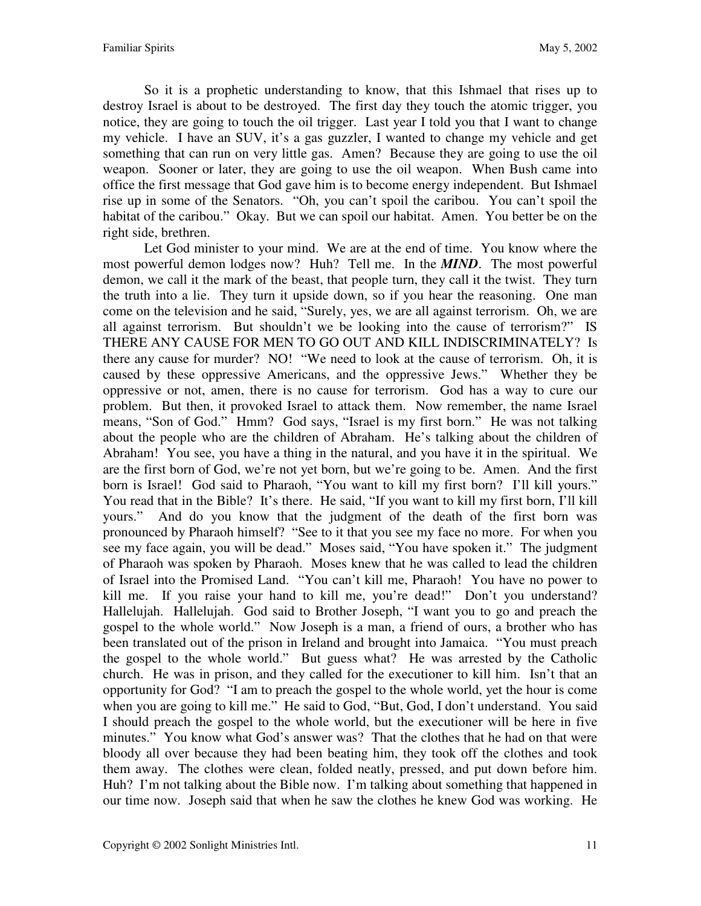So it is a prophetic understanding to know, that this Ishmael that rises up to destroy Israel is about to be destroyed. The first day they touch the atomic trigger, you notice, they are going to touch the oil trigger. Last year I told you that I want to change my vehicle. I have an SUV, it's a gas guzzler, I wanted to change my vehicle and get something that can run on very little gas. Amen? Because they are going to use the oil weapon. Sooner or later, they are going to use the oil weapon. When Bush came into office the first message that God gave him is to become energy independent. But Ishmael rise up in some of the Senators. "Oh, you can't spoil the caribou. You can't spoil the habitat of the caribou." Okay. But we can spoil our habitat. Amen. You better be on the right side, brethren.

Let God minister to your mind. We are at the end of time. You know where the most powerful demon lodges now? Huh? Tell me. In the ***MIND***. The most powerful demon, we call it the mark of the beast, that people turn, they call it the twist. They turn the truth into a lie. They turn it upside down, so if you hear the reasoning. One man come on the television and he said, "Surely, yes, we are all against terrorism. Oh, we are all against terrorism. But shouldn't we be looking into the cause of terrorism?" IS THERE ANY CAUSE FOR MEN TO GO OUT AND KILL INDISCRIMINATELY? Is there any cause for murder? NO! "We need to look at the cause of terrorism. Oh, it is caused by these oppressive Americans, and the oppressive Jews." Whether they be oppressive or not, amen, there is no cause for terrorism. God has a way to cure our problem. But then, it provoked Israel to attack them. Now remember, the name Israel means, "Son of God." Hmm? God says, "Israel is my first born." He was not talking about the people who are the children of Abraham. He's talking about the children of Abraham! You see, you have a thing in the natural, and you have it in the spiritual. We are the first born of God, we're not yet born, but we're going to be. Amen. And the first born is Israel! God said to Pharaoh, "You want to kill my first born? I'll kill yours." You read that in the Bible? It's there. He said, "If you want to kill my first born, I'll kill yours." And do you know that the judgment of the death of the first born was pronounced by Pharaoh himself? "See to it that you see my face no more. For when you see my face again, you will be dead." Moses said, "You have spoken it." The judgment of Pharaoh was spoken by Pharaoh. Moses knew that he was called to lead the children of Israel into the Promised Land. "You can't kill me, Pharaoh! You have no power to kill me. If you raise your hand to kill me, you're dead!" Don't you understand? Hallelujah. Hallelujah. God said to Brother Joseph, "I want you to go and preach the gospel to the whole world." Now Joseph is a man, a friend of ours, a brother who has been translated out of the prison in Ireland and brought into Jamaica. "You must preach the gospel to the whole world." But guess what? He was arrested by the Catholic church. He was in prison, and they called for the executioner to kill him. Isn't that an opportunity for God? "I am to preach the gospel to the whole world, yet the hour is come when you are going to kill me." He said to God, "But, God, I don't understand. You said I should preach the gospel to the whole world, but the executioner will be here in five minutes." You know what God's answer was? That the clothes that he had on that were bloody all over because they had been beating him, they took off the clothes and took them away. The clothes were clean, folded neatly, pressed, and put down before him. Huh? I'm not talking about the Bible now. I'm talking about something that happened in our time now. Joseph said that when he saw the clothes he knew God was working. He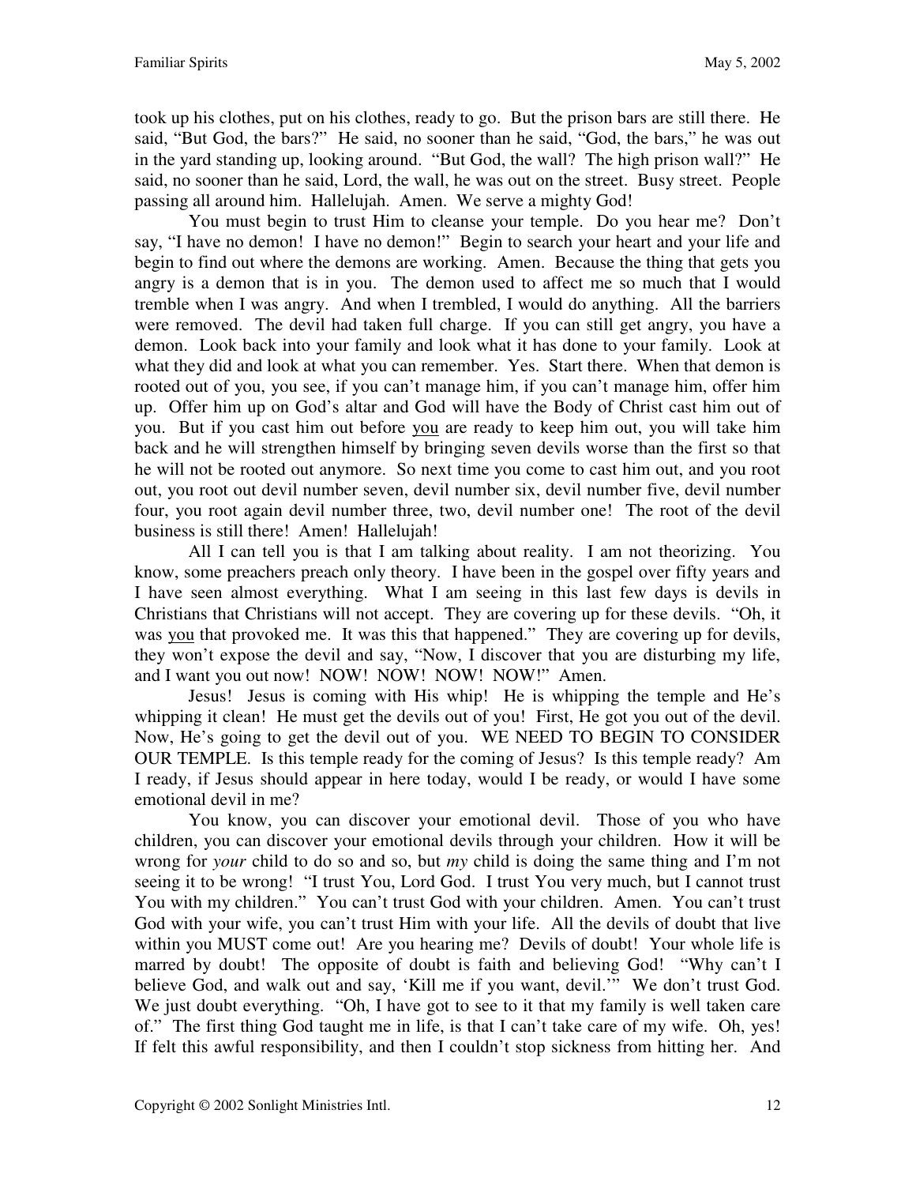took up his clothes, put on his clothes, ready to go. But the prison bars are still there. He said, "But God, the bars?" He said, no sooner than he said, "God, the bars," he was out in the yard standing up, looking around. "But God, the wall? The high prison wall?" He said, no sooner than he said, Lord, the wall, he was out on the street. Busy street. People passing all around him. Hallelujah. Amen. We serve a mighty God!

You must begin to trust Him to cleanse your temple. Do you hear me? Don't say, "I have no demon! I have no demon!" Begin to search your heart and your life and begin to find out where the demons are working. Amen. Because the thing that gets you angry is a demon that is in you. The demon used to affect me so much that I would tremble when I was angry. And when I trembled, I would do anything. All the barriers were removed. The devil had taken full charge. If you can still get angry, you have a demon. Look back into your family and look what it has done to your family. Look at what they did and look at what you can remember. Yes. Start there. When that demon is rooted out of you, you see, if you can't manage him, if you can't manage him, offer him up. Offer him up on God's altar and God will have the Body of Christ cast him out of you. But if you cast him out before <u>you</u> are ready to keep him out, you will take him back and he will strengthen himself by bringing seven devils worse than the first so that he will not be rooted out anymore. So next time you come to cast him out, and you root out, you root out devil number seven, devil number six, devil number five, devil number four, you root again devil number three, two, devil number one! The root of the devil business is still there! Amen! Hallelujah!

All I can tell you is that I am talking about reality. I am not theorizing. You know, some preachers preach only theory. I have been in the gospel over fifty years and I have seen almost everything. What I am seeing in this last few days is devils in Christians that Christians will not accept. They are covering up for these devils. "Oh, it was <u>you</u> that provoked me. It was this that happened." They are covering up for devils, they won't expose the devil and say, "Now, I discover that you are disturbing my life, and I want you out now! NOW! NOW! NOW! NOW!" Amen.

Jesus! Jesus is coming with His whip! He is whipping the temple and He's whipping it clean! He must get the devils out of you! First, He got you out of the devil. Now, He's going to get the devil out of you. WE NEED TO BEGIN TO CONSIDER OUR TEMPLE. Is this temple ready for the coming of Jesus? Is this temple ready? Am I ready, if Jesus should appear in here today, would I be ready, or would I have some emotional devil in me?

You know, you can discover your emotional devil. Those of you who have children, you can discover your emotional devils through your children. How it will be wrong for *your* child to do so and so, but *my* child is doing the same thing and I'm not seeing it to be wrong! "I trust You, Lord God. I trust You very much, but I cannot trust You with my children." You can't trust God with your children. Amen. You can't trust God with your wife, you can't trust Him with your life. All the devils of doubt that live within you MUST come out! Are you hearing me? Devils of doubt! Your whole life is marred by doubt! The opposite of doubt is faith and believing God! "Why can't I believe God, and walk out and say, 'Kill me if you want, devil.'" We don't trust God. We just doubt everything. "Oh, I have got to see to it that my family is well taken care of." The first thing God taught me in life, is that I can't take care of my wife. Oh, yes! If felt this awful responsibility, and then I couldn't stop sickness from hitting her. And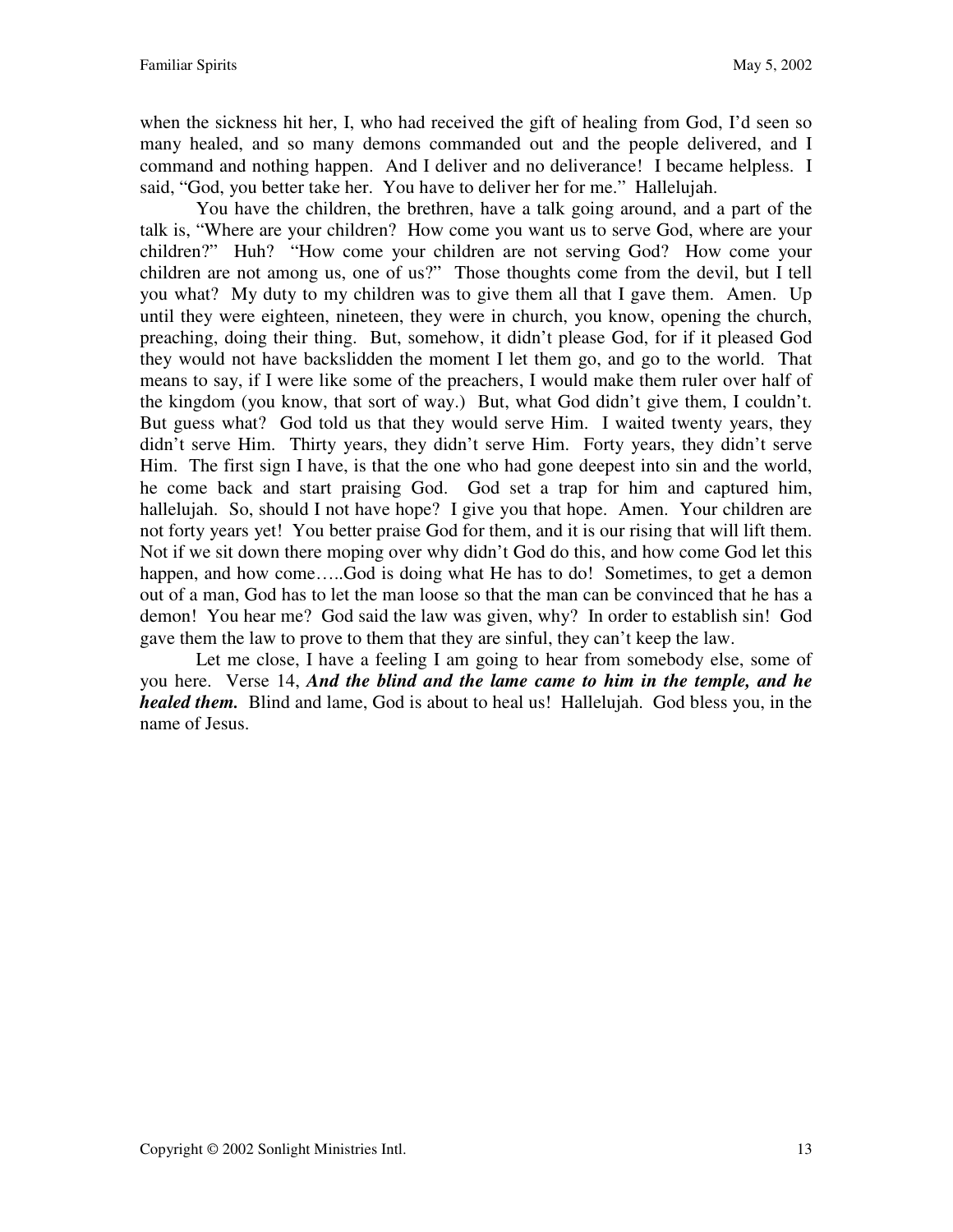when the sickness hit her, I, who had received the gift of healing from God, I'd seen so many healed, and so many demons commanded out and the people delivered, and I command and nothing happen. And I deliver and no deliverance! I became helpless. I said, "God, you better take her. You have to deliver her for me." Hallelujah.

You have the children, the brethren, have a talk going around, and a part of the talk is, "Where are your children? How come you want us to serve God, where are your children?" Huh? "How come your children are not serving God? How come your children are not among us, one of us?" Those thoughts come from the devil, but I tell you what? My duty to my children was to give them all that I gave them. Amen. Up until they were eighteen, nineteen, they were in church, you know, opening the church, preaching, doing their thing. But, somehow, it didn't please God, for if it pleased God they would not have backslidden the moment I let them go, and go to the world. That means to say, if I were like some of the preachers, I would make them ruler over half of the kingdom (you know, that sort of way.) But, what God didn't give them, I couldn't. But guess what? God told us that they would serve Him. I waited twenty years, they didn't serve Him. Thirty years, they didn't serve Him. Forty years, they didn't serve Him. The first sign I have, is that the one who had gone deepest into sin and the world, he come back and start praising God. God set a trap for him and captured him, hallelujah. So, should I not have hope? I give you that hope. Amen. Your children are not forty years yet! You better praise God for them, and it is our rising that will lift them. Not if we sit down there moping over why didn't God do this, and how come God let this happen, and how come…..God is doing what He has to do! Sometimes, to get a demon out of a man, God has to let the man loose so that the man can be convinced that he has a demon! You hear me? God said the law was given, why? In order to establish sin! God gave them the law to prove to them that they are sinful, they can't keep the law.

Let me close, I have a feeling I am going to hear from somebody else, some of you here. Verse 14, ***And the blind and the lame came to him in the temple, and he healed them.*** Blind and lame, God is about to heal us! Hallelujah. God bless you, in the name of Jesus.